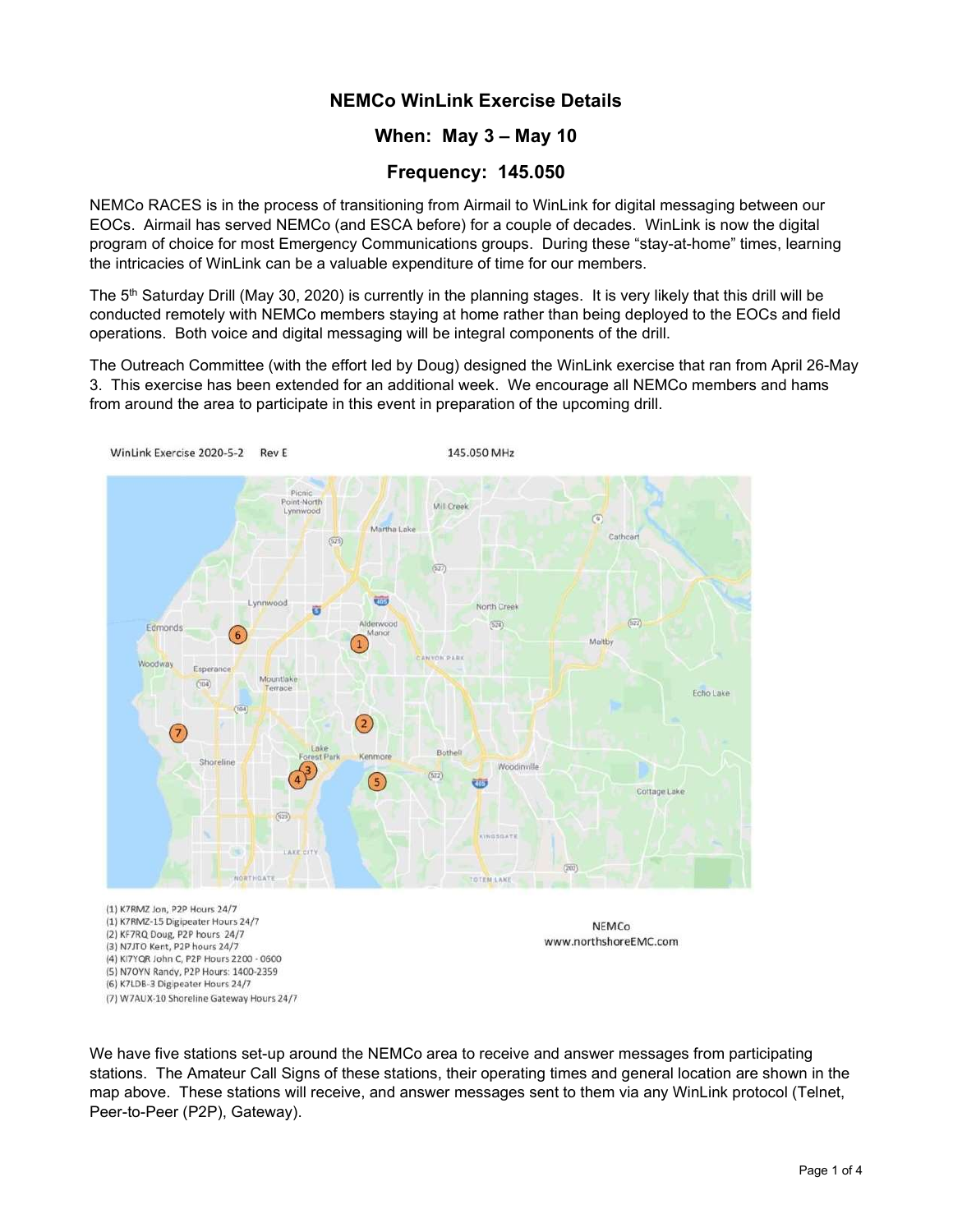# NEMCo WinLink Exercise Details

## When: May 3 – May 10

## Frequency: 145.050

NEMCo RACES is in the process of transitioning from Airmail to WinLink for digital messaging between our EOCs. Airmail has served NEMCo (and ESCA before) for a couple of decades. WinLink is now the digital program of choice for most Emergency Communications groups. During these "stay-at-home" times, learning the intricacies of WinLink can be a valuable expenditure of time for our members.

The 5th Saturday Drill (May 30, 2020) is currently in the planning stages. It is very likely that this drill will be conducted remotely with NEMCo members staying at home rather than being deployed to the EOCs and field operations. Both voice and digital messaging will be integral components of the drill.

The Outreach Committee (with the effort led by Doug) designed the WinLink exercise that ran from April 26-May 3. This exercise has been extended for an additional week. We encourage all NEMCo members and hams from around the area to participate in this event in preparation of the upcoming drill.

WinLink Exercise 2020-5-2 Rev E

145.050 MHz

(1) K7RMZ Jon, P2P Hours 24/7
(1) K7RMZ-15 Digipeater Hours 24/7
(2) KF7RQ Doug, P2P hours 24/7
(3) N7JTO Kent, P2P hours 24/7
(4) KI7YQR John C, P2P Hours 2200 - 0600
(5) N7OYN Randy, P2P Hours: 1400-2359
(6) K7LDB-3 Digipeater Hours 24/7
(7) W7AUX-10 Shoreline Gateway Hours 24/7

NEMCo
www.northshoreEMC.com

We have five stations set-up around the NEMCo area to receive and answer messages from participating stations. The Amateur Call Signs of these stations, their operating times and general location are shown in the map above. These stations will receive, and answer messages sent to them via any WinLink protocol (Telnet, Peer-to-Peer (P2P), Gateway).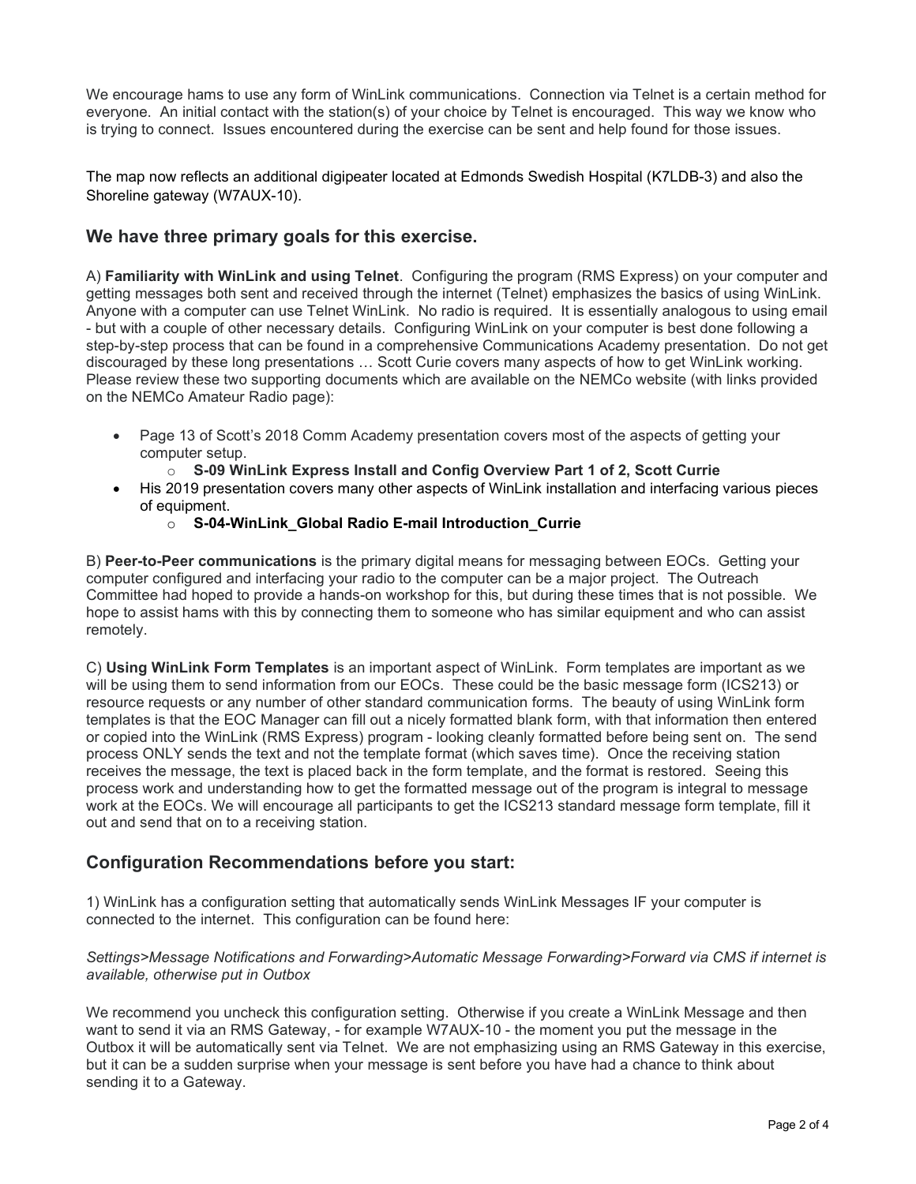We encourage hams to use any form of WinLink communications. Connection via Telnet is a certain method for everyone. An initial contact with the station(s) of your choice by Telnet is encouraged. This way we know who is trying to connect. Issues encountered during the exercise can be sent and help found for those issues.

The map now reflects an additional digipeater located at Edmonds Swedish Hospital (K7LDB-3) and also the Shoreline gateway (W7AUX-10).

## We have three primary goals for this exercise.

A) **Familiarity with WinLink and using Telnet**. Configuring the program (RMS Express) on your computer and getting messages both sent and received through the internet (Telnet) emphasizes the basics of using WinLink. Anyone with a computer can use Telnet WinLink. No radio is required. It is essentially analogous to using email - but with a couple of other necessary details. Configuring WinLink on your computer is best done following a step-by-step process that can be found in a comprehensive Communications Academy presentation. Do not get discouraged by these long presentations … Scott Curie covers many aspects of how to get WinLink working. Please review these two supporting documents which are available on the NEMCo website (with links provided on the NEMCo Amateur Radio page):

- Page 13 of Scott's 2018 Comm Academy presentation covers most of the aspects of getting your computer setup.
  - **S-09 WinLink Express Install and Config Overview Part 1 of 2, Scott Currie**
- His 2019 presentation covers many other aspects of WinLink installation and interfacing various pieces of equipment.
  - **S-04-WinLink_Global Radio E-mail Introduction_Currie**

B) **Peer-to-Peer communications** is the primary digital means for messaging between EOCs. Getting your computer configured and interfacing your radio to the computer can be a major project. The Outreach Committee had hoped to provide a hands-on workshop for this, but during these times that is not possible. We hope to assist hams with this by connecting them to someone who has similar equipment and who can assist remotely.

C) **Using WinLink Form Templates** is an important aspect of WinLink. Form templates are important as we will be using them to send information from our EOCs. These could be the basic message form (ICS213) or resource requests or any number of other standard communication forms. The beauty of using WinLink form templates is that the EOC Manager can fill out a nicely formatted blank form, with that information then entered or copied into the WinLink (RMS Express) program - looking cleanly formatted before being sent on. The send process ONLY sends the text and not the template format (which saves time). Once the receiving station receives the message, the text is placed back in the form template, and the format is restored. Seeing this process work and understanding how to get the formatted message out of the program is integral to message work at the EOCs. We will encourage all participants to get the ICS213 standard message form template, fill it out and send that on to a receiving station.

## Configuration Recommendations before you start:

1) WinLink has a configuration setting that automatically sends WinLink Messages IF your computer is connected to the internet. This configuration can be found here:

*Settings>Message Notifications and Forwarding>Automatic Message Forwarding>Forward via CMS if internet is available, otherwise put in Outbox*

We recommend you uncheck this configuration setting. Otherwise if you create a WinLink Message and then want to send it via an RMS Gateway, - for example W7AUX-10 - the moment you put the message in the Outbox it will be automatically sent via Telnet. We are not emphasizing using an RMS Gateway in this exercise, but it can be a sudden surprise when your message is sent before you have had a chance to think about sending it to a Gateway.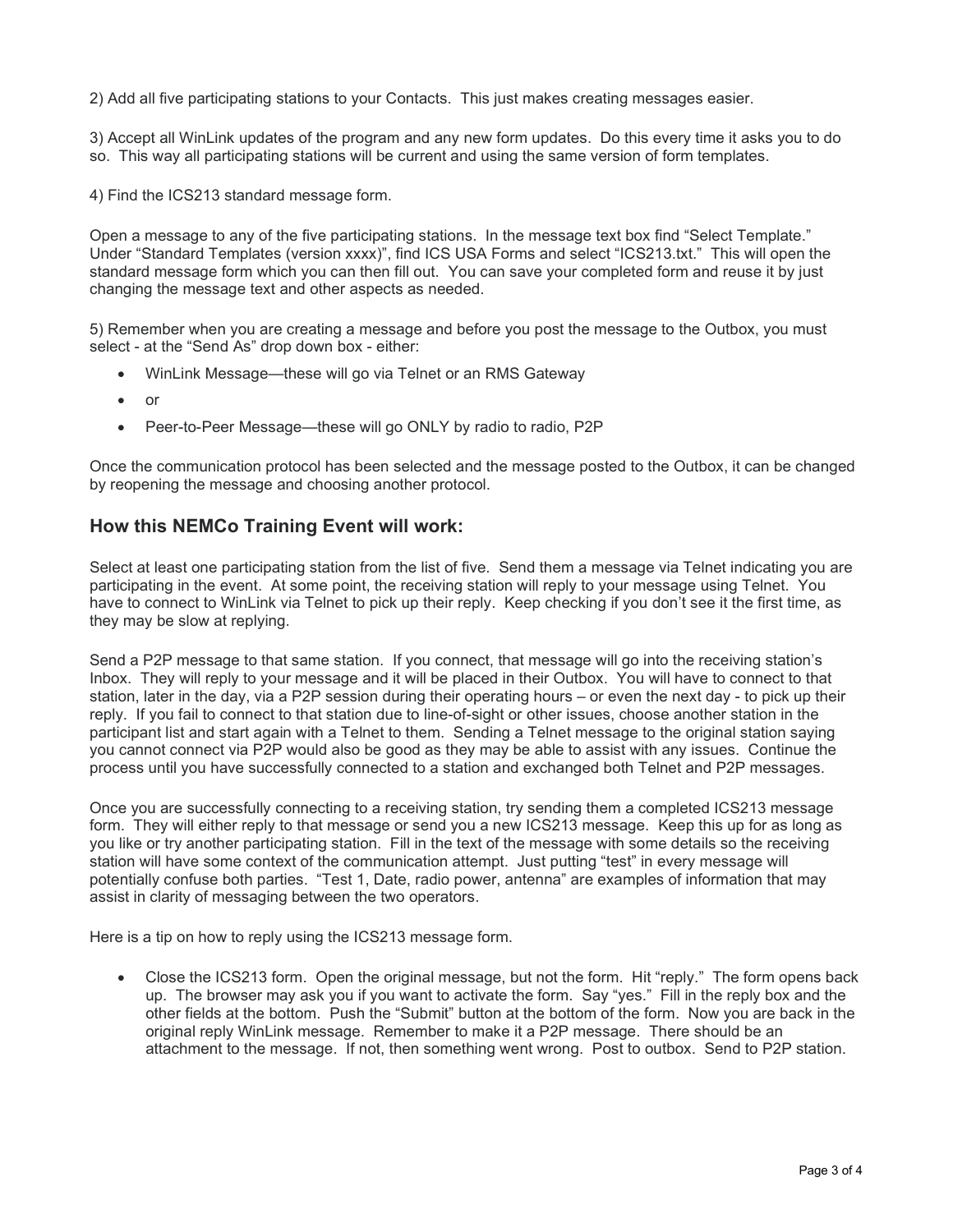2) Add all five participating stations to your Contacts. This just makes creating messages easier.

3) Accept all WinLink updates of the program and any new form updates. Do this every time it asks you to do so. This way all participating stations will be current and using the same version of form templates.

4) Find the ICS213 standard message form.

Open a message to any of the five participating stations. In the message text box find "Select Template." Under "Standard Templates (version xxxx)", find ICS USA Forms and select "ICS213.txt." This will open the standard message form which you can then fill out. You can save your completed form and reuse it by just changing the message text and other aspects as needed.

5) Remember when you are creating a message and before you post the message to the Outbox, you must select - at the "Send As" drop down box - either:

- WinLink Message—these will go via Telnet or an RMS Gateway
- or
- Peer-to-Peer Message—these will go ONLY by radio to radio, P2P

Once the communication protocol has been selected and the message posted to the Outbox, it can be changed by reopening the message and choosing another protocol.

## How this NEMCo Training Event will work:

Select at least one participating station from the list of five. Send them a message via Telnet indicating you are participating in the event. At some point, the receiving station will reply to your message using Telnet. You have to connect to WinLink via Telnet to pick up their reply. Keep checking if you don't see it the first time, as they may be slow at replying.

Send a P2P message to that same station. If you connect, that message will go into the receiving station's Inbox. They will reply to your message and it will be placed in their Outbox. You will have to connect to that station, later in the day, via a P2P session during their operating hours – or even the next day - to pick up their reply. If you fail to connect to that station due to line-of-sight or other issues, choose another station in the participant list and start again with a Telnet to them. Sending a Telnet message to the original station saying you cannot connect via P2P would also be good as they may be able to assist with any issues. Continue the process until you have successfully connected to a station and exchanged both Telnet and P2P messages.

Once you are successfully connecting to a receiving station, try sending them a completed ICS213 message form. They will either reply to that message or send you a new ICS213 message. Keep this up for as long as you like or try another participating station. Fill in the text of the message with some details so the receiving station will have some context of the communication attempt. Just putting "test" in every message will potentially confuse both parties. "Test 1, Date, radio power, antenna" are examples of information that may assist in clarity of messaging between the two operators.

Here is a tip on how to reply using the ICS213 message form.

- Close the ICS213 form. Open the original message, but not the form. Hit "reply." The form opens back up. The browser may ask you if you want to activate the form. Say "yes." Fill in the reply box and the other fields at the bottom. Push the "Submit" button at the bottom of the form. Now you are back in the original reply WinLink message. Remember to make it a P2P message. There should be an attachment to the message. If not, then something went wrong. Post to outbox. Send to P2P station.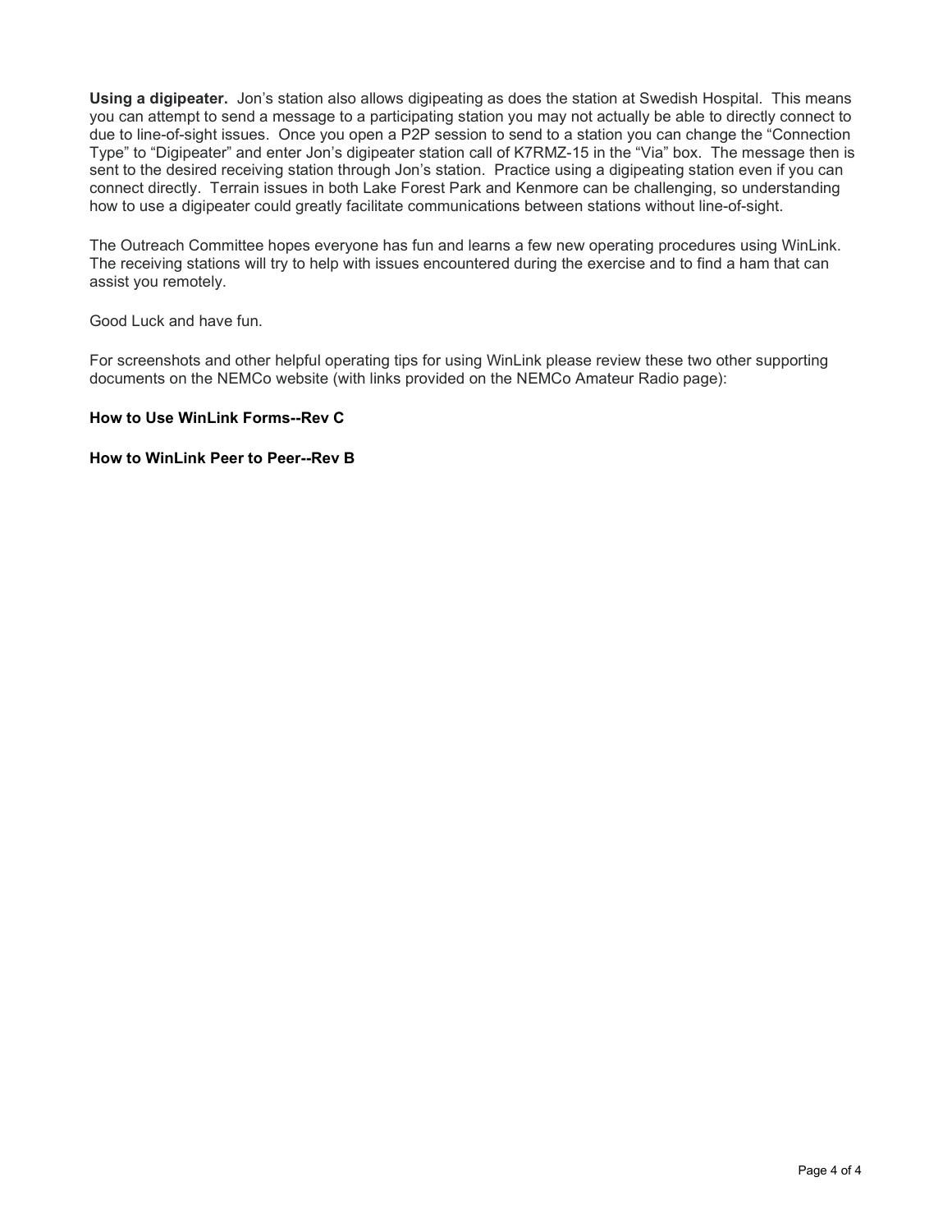**Using a digipeater.** Jon's station also allows digipeating as does the station at Swedish Hospital. This means you can attempt to send a message to a participating station you may not actually be able to directly connect to due to line-of-sight issues. Once you open a P2P session to send to a station you can change the "Connection Type" to "Digipeater" and enter Jon's digipeater station call of K7RMZ-15 in the "Via" box. The message then is sent to the desired receiving station through Jon's station. Practice using a digipeating station even if you can connect directly. Terrain issues in both Lake Forest Park and Kenmore can be challenging, so understanding how to use a digipeater could greatly facilitate communications between stations without line-of-sight.

The Outreach Committee hopes everyone has fun and learns a few new operating procedures using WinLink. The receiving stations will try to help with issues encountered during the exercise and to find a ham that can assist you remotely.

Good Luck and have fun.

For screenshots and other helpful operating tips for using WinLink please review these two other supporting documents on the NEMCo website (with links provided on the NEMCo Amateur Radio page):

**How to Use WinLink Forms--Rev C**

**How to WinLink Peer to Peer--Rev B**